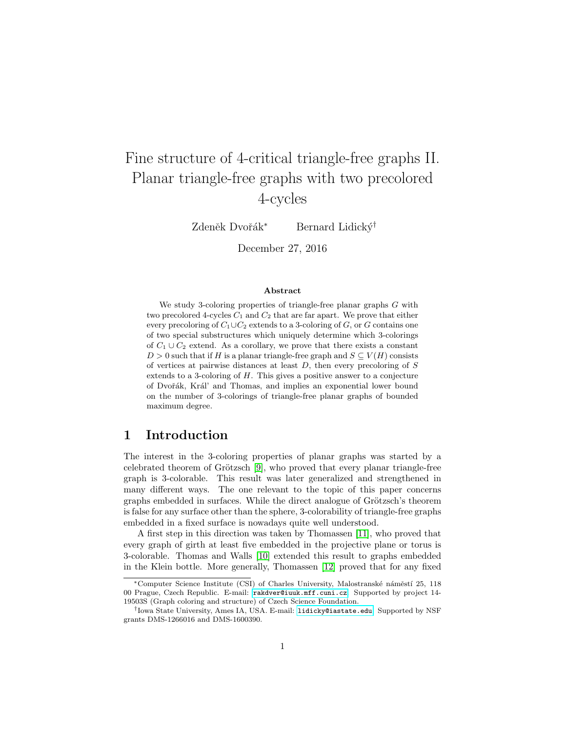# Fine structure of 4-critical triangle-free graphs II. Planar triangle-free graphs with two precolored 4-cycles

Zdeněk Dvořák* Bernard Lidický†

December 27, 2016

### Abstract

We study 3-coloring properties of triangle-free planar graphs $G$ with two precolored 4-cycles $C_1$ and $C_2$ that are far apart. We prove that either every precoloring of $C_1 \cup C_2$ extends to a 3-coloring of $G$, or $G$ contains one of two special substructures which uniquely determine which 3-colorings of $C_1 \cup C_2$ extend. As a corollary, we prove that there exists a constant $D > 0$ such that if $H$ is a planar triangle-free graph and $S \subseteq V(H)$ consists of vertices at pairwise distances at least $D$, then every precoloring of $S$ extends to a 3-coloring of $H$. This gives a positive answer to a conjecture of Dvořák, Král' and Thomas, and implies an exponential lower bound on the number of 3-colorings of triangle-free planar graphs of bounded maximum degree.

## 1 Introduction

The interest in the 3-coloring properties of planar graphs was started by a celebrated theorem of Grötzsch [9], who proved that every planar triangle-free graph is 3-colorable. This result was later generalized and strengthened in many different ways. The one relevant to the topic of this paper concerns graphs embedded in surfaces. While the direct analogue of Grötzsch's theorem is false for any surface other than the sphere, 3-colorability of triangle-free graphs embedded in a fixed surface is nowadays quite well understood.

A first step in this direction was taken by Thomassen [11], who proved that every graph of girth at least five embedded in the projective plane or torus is 3-colorable. Thomas and Walls [10] extended this result to graphs embedded in the Klein bottle. More generally, Thomassen [12] proved that for any fixed

---

*Computer Science Institute (CSI) of Charles University, Malostranské náměstí 25, 118 00 Prague, Czech Republic. E-mail: rakdver@iuuk.mff.cuni.cz. Supported by project 14-19503S (Graph coloring and structure) of Czech Science Foundation.

†Iowa State University, Ames IA, USA. E-mail: lidicky@iastate.edu. Supported by NSF grants DMS-1266016 and DMS-1600390.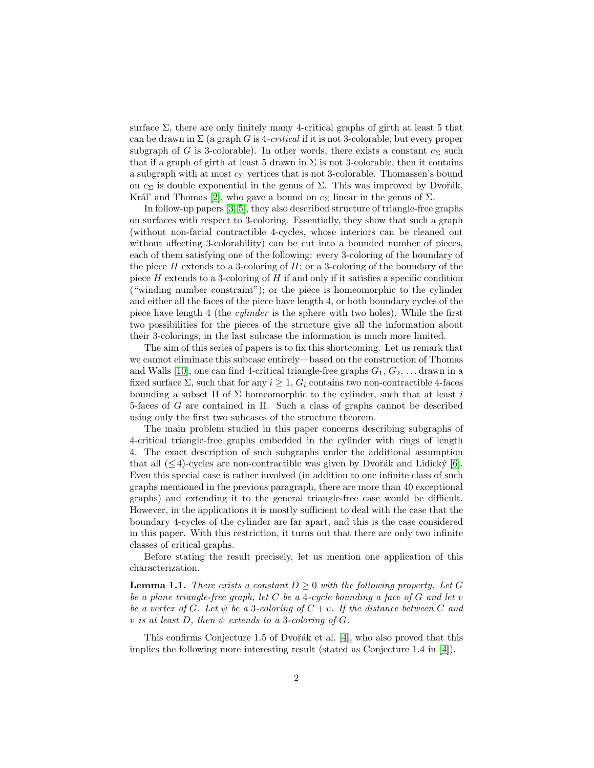surface $\Sigma$, there are only finitely many 4-critical graphs of girth at least 5 that can be drawn in $\Sigma$ (a graph $G$ is *4-critical* if it is not 3-colorable, but every proper subgraph of $G$ is 3-colorable). In other words, there exists a constant $c_\Sigma$ such that if a graph of girth at least 5 drawn in $\Sigma$ is not 3-colorable, then it contains a subgraph with at most $c_\Sigma$ vertices that is not 3-colorable. Thomassen's bound on $c_\Sigma$ is double exponential in the genus of $\Sigma$. This was improved by Dvořák, Král' and Thomas [2], who gave a bound on $c_\Sigma$ linear in the genus of $\Sigma$.

In follow-up papers [3, 5], they also described structure of triangle-free graphs on surfaces with respect to 3-coloring. Essentially, they show that such a graph (without non-facial contractible 4-cycles, whose interiors can be cleaned out without affecting 3-colorability) can be cut into a bounded number of pieces, each of them satisfying one of the following: every 3-coloring of the boundary of the piece $H$ extends to a 3-coloring of $H$; or a 3-coloring of the boundary of the piece $H$ extends to a 3-coloring of $H$ if and only if it satisfies a specific condition ("winding number constraint"); or the piece is homeomorphic to the cylinder and either all the faces of the piece have length 4, or both boundary cycles of the piece have length 4 (the *cylinder* is the sphere with two holes). While the first two possibilities for the pieces of the structure give all the information about their 3-colorings, in the last subcase the information is much more limited.

The aim of this series of papers is to fix this shortcoming. Let us remark that we cannot eliminate this subcase entirely—based on the construction of Thomas and Walls [10], one can find 4-critical triangle-free graphs $G_1$, $G_2$, ... drawn in a fixed surface $\Sigma$, such that for any $i \geq 1$, $G_i$ contains two non-contractible 4-faces bounding a subset $\Pi$ of $\Sigma$ homeomorphic to the cylinder, such that at least $i$ 5-faces of $G$ are contained in $\Pi$. Such a class of graphs cannot be described using only the first two subcases of the structure theorem.

The main problem studied in this paper concerns describing subgraphs of 4-critical triangle-free graphs embedded in the cylinder with rings of length 4. The exact description of such subgraphs under the additional assumption that all ($\leq 4$)-cycles are non-contractible was given by Dvořák and Lidický [6]. Even this special case is rather involved (in addition to one infinite class of such graphs mentioned in the previous paragraph, there are more than 40 exceptional graphs) and extending it to the general triangle-free case would be difficult. However, in the applications it is mostly sufficient to deal with the case that the boundary 4-cycles of the cylinder are far apart, and this is the case considered in this paper. With this restriction, it turns out that there are only two infinite classes of critical graphs.

Before stating the result precisely, let us mention one application of this characterization.

**Lemma 1.1.** *There exists a constant $D \geq 0$ with the following property. Let $G$ be a plane triangle-free graph, let $C$ be a 4-cycle bounding a face of $G$ and let $v$ be a vertex of $G$. Let $\psi$ be a 3-coloring of $C + v$. If the distance between $C$ and $v$ is at least $D$, then $\psi$ extends to a 3-coloring of $G$.*

This confirms Conjecture 1.5 of Dvořák et al. [4], who also proved that this implies the following more interesting result (stated as Conjecture 1.4 in [4]).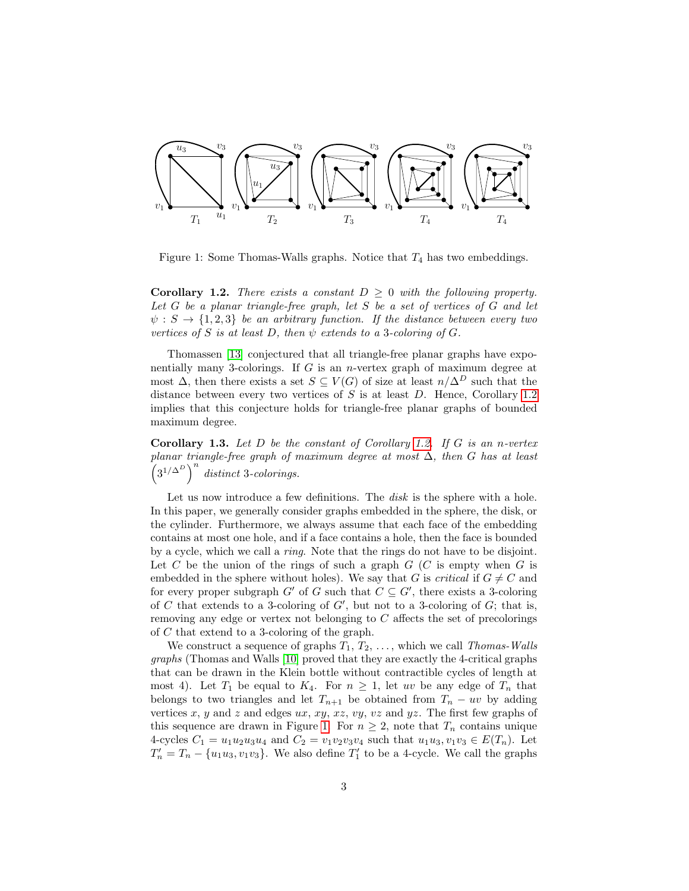Figure 1: Some Thomas-Walls graphs. Notice that $T_4$ has two embeddings.

**Corollary 1.2.** *There exists a constant $D \geq 0$ with the following property. Let $G$ be a planar triangle-free graph, let $S$ be a set of vertices of $G$ and let $\psi : S \rightarrow \{1, 2, 3\}$ be an arbitrary function. If the distance between every two vertices of $S$ is at least $D$, then $\psi$ extends to a 3-coloring of $G$.*

Thomassen [13] conjectured that all triangle-free planar graphs have exponentially many 3-colorings. If $G$ is an $n$-vertex graph of maximum degree at most $\Delta$, then there exists a set $S \subseteq V(G)$ of size at least $n/\Delta^D$ such that the distance between every two vertices of $S$ is at least $D$. Hence, Corollary 1.2 implies that this conjecture holds for triangle-free planar graphs of bounded maximum degree.

**Corollary 1.3.** *Let $D$ be the constant of Corollary 1.2. If $G$ is an $n$-vertex planar triangle-free graph of maximum degree at most $\Delta$, then $G$ has at least $\left(3^{1/\Delta^D}\right)^n$ distinct 3-colorings.*

Let us now introduce a few definitions. The *disk* is the sphere with a hole. In this paper, we generally consider graphs embedded in the sphere, the disk, or the cylinder. Furthermore, we always assume that each face of the embedding contains at most one hole, and if a face contains a hole, then the face is bounded by a cycle, which we call a *ring*. Note that the rings do not have to be disjoint. Let $C$ be the union of the rings of such a graph $G$ ($C$ is empty when $G$ is embedded in the sphere without holes). We say that $G$ is *critical* if $G \neq C$ and for every proper subgraph $G'$ of $G$ such that $C \subseteq G'$, there exists a 3-coloring of $C$ that extends to a 3-coloring of $G'$, but not to a 3-coloring of $G$; that is, removing any edge or vertex not belonging to $C$ affects the set of precolorings of $C$ that extend to a 3-coloring of the graph.

We construct a sequence of graphs $T_1, T_2, \ldots$, which we call *Thomas-Walls graphs* (Thomas and Walls [10] proved that they are exactly the 4-critical graphs that can be drawn in the Klein bottle without contractible cycles of length at most 4). Let $T_1$ be equal to $K_4$. For $n \geq 1$, let $uv$ be any edge of $T_n$ that belongs to two triangles and let $T_{n+1}$ be obtained from $T_n - uv$ by adding vertices $x$, $y$ and $z$ and edges $ux$, $xy$, $xz$, $vy$, $vz$ and $yz$. The first few graphs of this sequence are drawn in Figure 1. For $n \geq 2$, note that $T_n$ contains unique 4-cycles $C_1 = u_1u_2u_3u_4$ and $C_2 = v_1v_2v_3v_4$ such that $u_1u_3, v_1v_3 \in E(T_n)$. Let $T'_n = T_n - \{u_1u_3, v_1v_3\}$. We also define $T'_1$ to be a 4-cycle. We call the graphs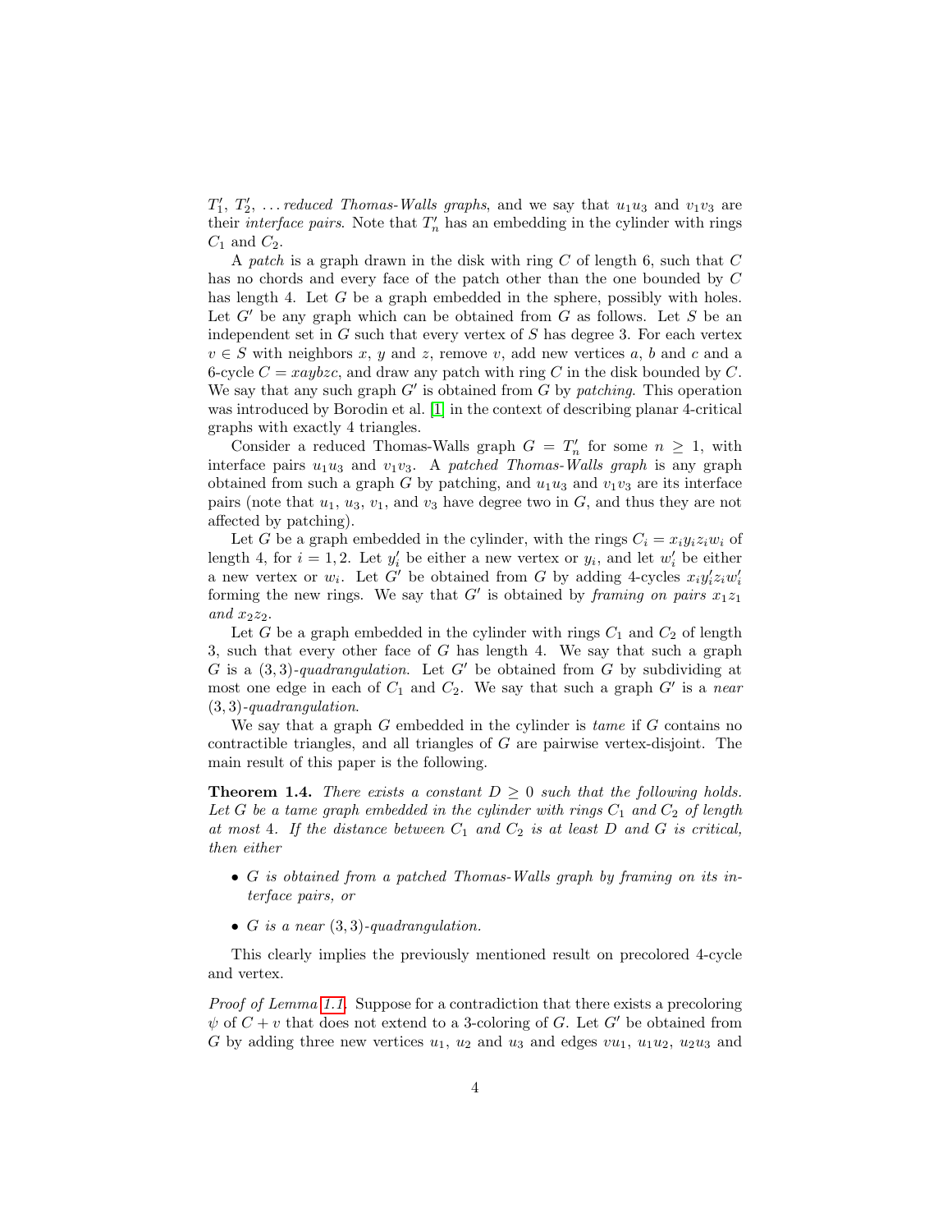$T'_1$, $T'_2$, ... *reduced Thomas-Walls graphs*, and we say that $u_1u_3$ and $v_1v_3$ are their *interface pairs*. Note that $T'_n$ has an embedding in the cylinder with rings $C_1$ and $C_2$.

A *patch* is a graph drawn in the disk with ring $C$ of length 6, such that $C$ has no chords and every face of the patch other than the one bounded by $C$ has length 4. Let $G$ be a graph embedded in the sphere, possibly with holes. Let $G'$ be any graph which can be obtained from $G$ as follows. Let $S$ be an independent set in $G$ such that every vertex of $S$ has degree 3. For each vertex $v \in S$ with neighbors $x$, $y$ and $z$, remove $v$, add new vertices $a$, $b$ and $c$ and a 6-cycle $C = xaybzc$, and draw any patch with ring $C$ in the disk bounded by $C$. We say that any such graph $G'$ is obtained from $G$ by *patching*. This operation was introduced by Borodin et al. [1] in the context of describing planar 4-critical graphs with exactly 4 triangles.

Consider a reduced Thomas-Walls graph $G = T'_n$ for some $n \geq 1$, with interface pairs $u_1u_3$ and $v_1v_3$. A *patched Thomas-Walls graph* is any graph obtained from such a graph $G$ by patching, and $u_1u_3$ and $v_1v_3$ are its interface pairs (note that $u_1$, $u_3$, $v_1$, and $v_3$ have degree two in $G$, and thus they are not affected by patching).

Let $G$ be a graph embedded in the cylinder, with the rings $C_i = x_iy_iz_iw_i$ of length 4, for $i = 1, 2$. Let $y'_i$ be either a new vertex or $y_i$, and let $w'_i$ be either a new vertex or $w_i$. Let $G'$ be obtained from $G$ by adding 4-cycles $x_iy'_iz_iw'_i$ forming the new rings. We say that $G'$ is obtained by *framing on pairs $x_1z_1$ and $x_2z_2$*.

Let $G$ be a graph embedded in the cylinder with rings $C_1$ and $C_2$ of length 3, such that every other face of $G$ has length 4. We say that such a graph $G$ is a *$(3,3)$-quadrangulation*. Let $G'$ be obtained from $G$ by subdividing at most one edge in each of $C_1$ and $C_2$. We say that such a graph $G'$ is a *near $(3,3)$-quadrangulation*.

We say that a graph $G$ embedded in the cylinder is *tame* if $G$ contains no contractible triangles, and all triangles of $G$ are pairwise vertex-disjoint. The main result of this paper is the following.

**Theorem 1.4.** *There exists a constant $D \geq 0$ such that the following holds. Let $G$ be a tame graph embedded in the cylinder with rings $C_1$ and $C_2$ of length at most 4. If the distance between $C_1$ and $C_2$ is at least $D$ and $G$ is critical, then either*

- *$G$ is obtained from a patched Thomas-Walls graph by framing on its interface pairs, or*
- *$G$ is a near $(3,3)$-quadrangulation.*

This clearly implies the previously mentioned result on precolored 4-cycle and vertex.

*Proof of Lemma 1.1.* Suppose for a contradiction that there exists a precoloring $\psi$ of $C + v$ that does not extend to a 3-coloring of $G$. Let $G'$ be obtained from $G$ by adding three new vertices $u_1$, $u_2$ and $u_3$ and edges $vu_1$, $u_1u_2$, $u_2u_3$ and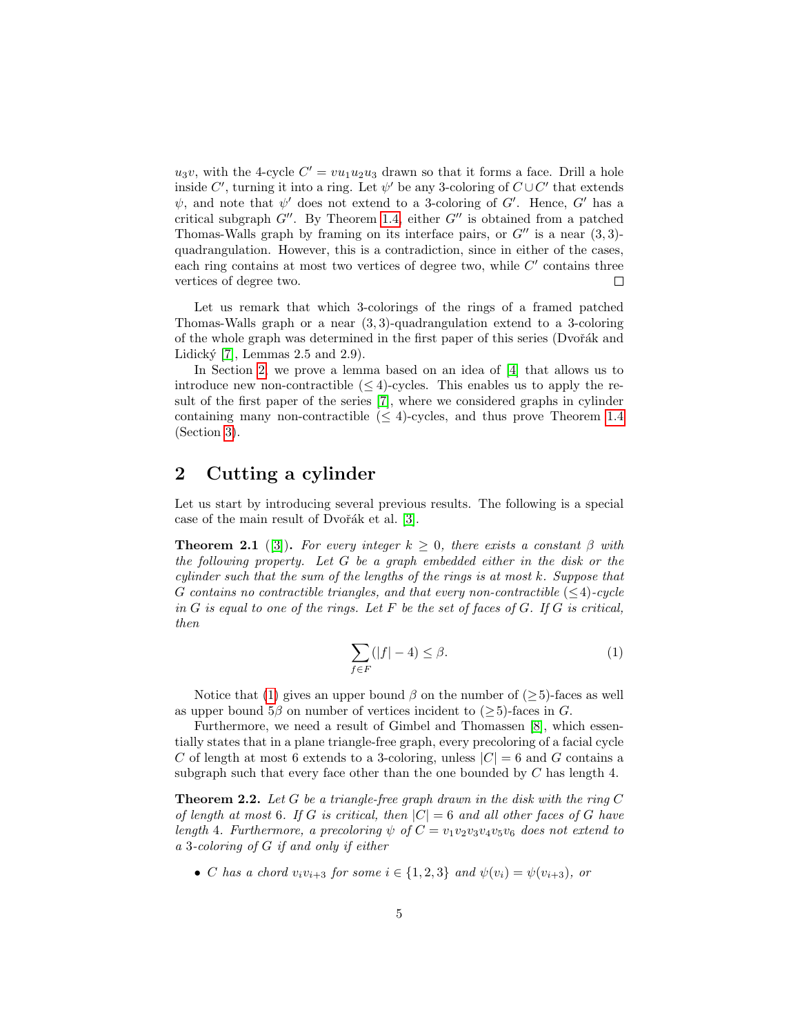$u_3v$, with the 4-cycle $C' = vu_1u_2u_3$ drawn so that it forms a face. Drill a hole inside $C'$, turning it into a ring. Let $\psi'$ be any 3-coloring of $C \cup C'$ that extends $\psi$, and note that $\psi'$ does not extend to a 3-coloring of $G'$. Hence, $G'$ has a critical subgraph $G''$. By Theorem 1.4, either $G''$ is obtained from a patched Thomas-Walls graph by framing on its interface pairs, or $G''$ is a near $(3,3)$-quadrangulation. However, this is a contradiction, since in either of the cases, each ring contains at most two vertices of degree two, while $C'$ contains three vertices of degree two. □

Let us remark that which 3-colorings of the rings of a framed patched Thomas-Walls graph or a near $(3,3)$-quadrangulation extend to a 3-coloring of the whole graph was determined in the first paper of this series (Dvořák and Lidický [7], Lemmas 2.5 and 2.9).

In Section 2, we prove a lemma based on an idea of [4] that allows us to introduce new non-contractible $(\leq 4)$-cycles. This enables us to apply the result of the first paper of the series [7], where we considered graphs in cylinder containing many non-contractible $(\leq 4)$-cycles, and thus prove Theorem 1.4 (Section 3).

## 2 Cutting a cylinder

Let us start by introducing several previous results. The following is a special case of the main result of Dvořák et al. [3].

**Theorem 2.1** ([3])**.** *For every integer $k \geq 0$, there exists a constant $\beta$ with the following property. Let $G$ be a graph embedded either in the disk or the cylinder such that the sum of the lengths of the rings is at most $k$. Suppose that $G$ contains no contractible triangles, and that every non-contractible $(\leq 4)$-cycle in $G$ is equal to one of the rings. Let $F$ be the set of faces of $G$. If $G$ is critical, then*

$$\sum_{f \in F} (|f| - 4) \leq \beta. \tag{1}$$

Notice that (1) gives an upper bound $\beta$ on the number of $(\geq 5)$-faces as well as upper bound $5\beta$ on number of vertices incident to $(\geq 5)$-faces in $G$.

Furthermore, we need a result of Gimbel and Thomassen [8], which essentially states that in a plane triangle-free graph, every precoloring of a facial cycle $C$ of length at most 6 extends to a 3-coloring, unless $|C| = 6$ and $G$ contains a subgraph such that every face other than the one bounded by $C$ has length 4.

**Theorem 2.2.** *Let $G$ be a triangle-free graph drawn in the disk with the ring $C$ of length at most 6. If $G$ is critical, then $|C| = 6$ and all other faces of $G$ have length 4. Furthermore, a precoloring $\psi$ of $C = v_1v_2v_3v_4v_5v_6$ does not extend to a 3-coloring of $G$ if and only if either*

- *$C$ has a chord $v_iv_{i+3}$ for some $i \in \{1, 2, 3\}$ and $\psi(v_i) = \psi(v_{i+3})$, or*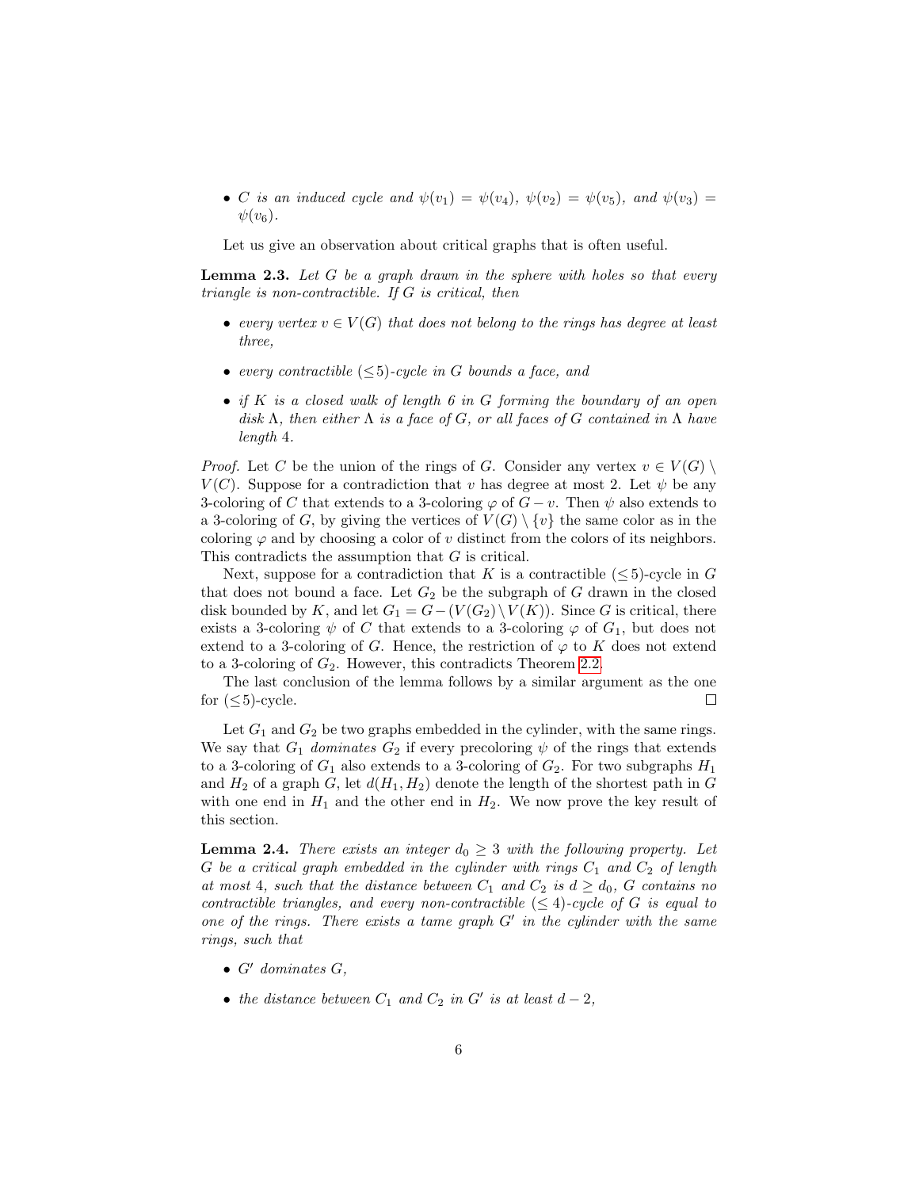- *$C$ is an induced cycle and $\psi(v_1) = \psi(v_4)$, $\psi(v_2) = \psi(v_5)$, and $\psi(v_3) = \psi(v_6)$.*

Let us give an observation about critical graphs that is often useful.

**Lemma 2.3.** *Let $G$ be a graph drawn in the sphere with holes so that every triangle is non-contractible. If $G$ is critical, then*

- *every vertex $v \in V(G)$ that does not belong to the rings has degree at least three,*
- *every contractible $(\leq 5)$-cycle in $G$ bounds a face, and*
- *if $K$ is a closed walk of length 6 in $G$ forming the boundary of an open disk $\Lambda$, then either $\Lambda$ is a face of $G$, or all faces of $G$ contained in $\Lambda$ have length 4.*

*Proof.* Let $C$ be the union of the rings of $G$. Consider any vertex $v \in V(G) \setminus V(C)$. Suppose for a contradiction that $v$ has degree at most 2. Let $\psi$ be any 3-coloring of $C$ that extends to a 3-coloring $\varphi$ of $G - v$. Then $\psi$ also extends to a 3-coloring of $G$, by giving the vertices of $V(G) \setminus \{v\}$ the same color as in the coloring $\varphi$ and by choosing a color of $v$ distinct from the colors of its neighbors. This contradicts the assumption that $G$ is critical.

Next, suppose for a contradiction that $K$ is a contractible $(\leq 5)$-cycle in $G$ that does not bound a face. Let $G_2$ be the subgraph of $G$ drawn in the closed disk bounded by $K$, and let $G_1 = G - (V(G_2) \setminus V(K))$. Since $G$ is critical, there exists a 3-coloring $\psi$ of $C$ that extends to a 3-coloring $\varphi$ of $G_1$, but does not extend to a 3-coloring of $G$. Hence, the restriction of $\varphi$ to $K$ does not extend to a 3-coloring of $G_2$. However, this contradicts Theorem 2.2.

The last conclusion of the lemma follows by a similar argument as the one for $(\leq 5)$-cycle. $\square$

Let $G_1$ and $G_2$ be two graphs embedded in the cylinder, with the same rings. We say that $G_1$ *dominates* $G_2$ if every precoloring $\psi$ of the rings that extends to a 3-coloring of $G_1$ also extends to a 3-coloring of $G_2$. For two subgraphs $H_1$ and $H_2$ of a graph $G$, let $d(H_1, H_2)$ denote the length of the shortest path in $G$ with one end in $H_1$ and the other end in $H_2$. We now prove the key result of this section.

**Lemma 2.4.** *There exists an integer $d_0 \geq 3$ with the following property. Let $G$ be a critical graph embedded in the cylinder with rings $C_1$ and $C_2$ of length at most 4, such that the distance between $C_1$ and $C_2$ is $d \geq d_0$, $G$ contains no contractible triangles, and every non-contractible $(\leq 4)$-cycle of $G$ is equal to one of the rings. There exists a tame graph $G'$ in the cylinder with the same rings, such that*

- *$G'$ dominates $G$,*
- *the distance between $C_1$ and $C_2$ in $G'$ is at least $d - 2$,*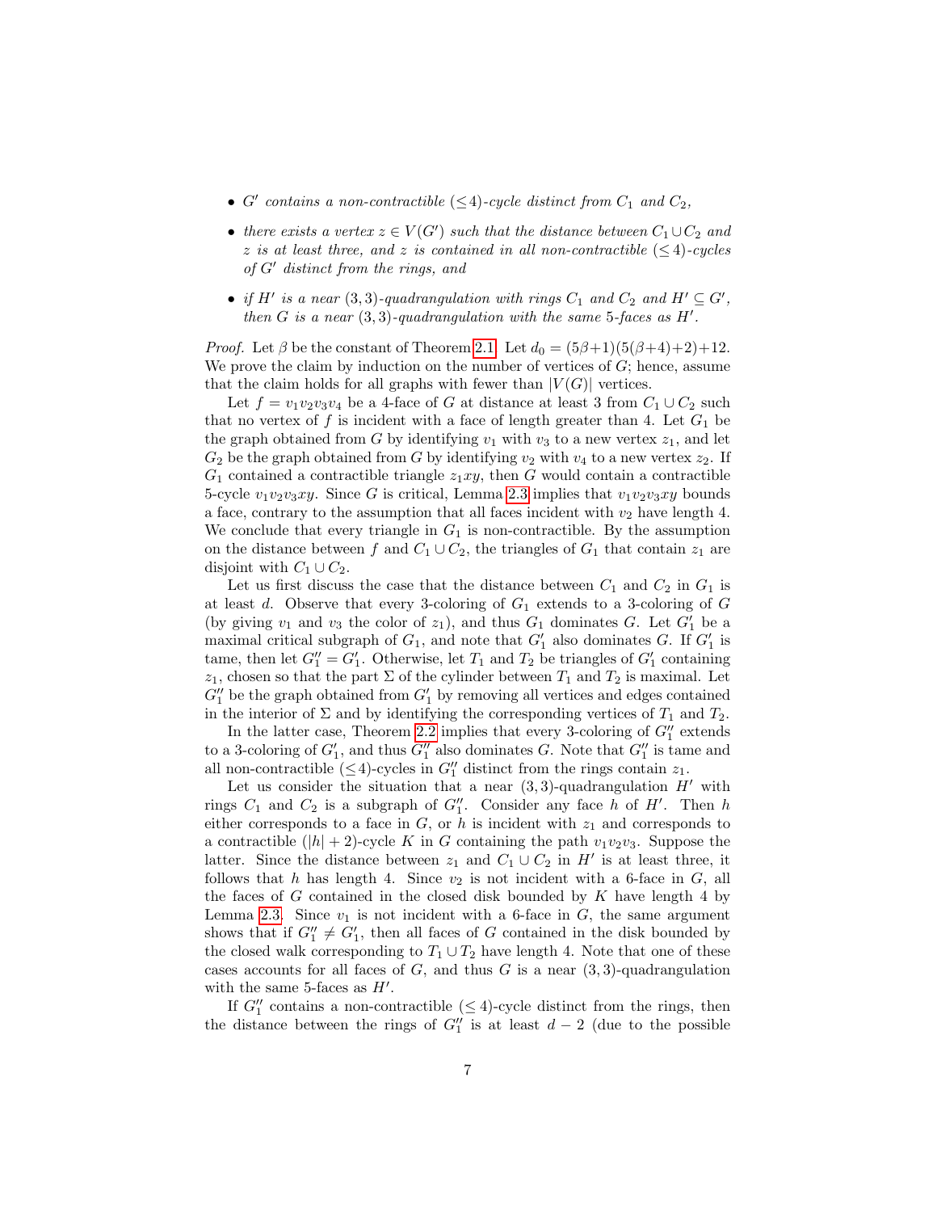- *$G'$ contains a non-contractible ($\leq 4$)-cycle distinct from $C_1$ and $C_2$,*
- *there exists a vertex $z \in V(G')$ such that the distance between $C_1 \cup C_2$ and $z$ is at least three, and $z$ is contained in all non-contractible ($\leq 4$)-cycles of $G'$ distinct from the rings, and*
- *if $H'$ is a near $(3,3)$-quadrangulation with rings $C_1$ and $C_2$ and $H' \subseteq G'$, then $G$ is a near $(3,3)$-quadrangulation with the same 5-faces as $H'$.*

*Proof.* Let $\beta$ be the constant of Theorem 2.1. Let $d_0 = (5\beta+1)(5(\beta+4)+2)+12$. We prove the claim by induction on the number of vertices of $G$; hence, assume that the claim holds for all graphs with fewer than $|V(G)|$ vertices.

Let $f = v_1v_2v_3v_4$ be a 4-face of $G$ at distance at least 3 from $C_1 \cup C_2$ such that no vertex of $f$ is incident with a face of length greater than 4. Let $G_1$ be the graph obtained from $G$ by identifying $v_1$ with $v_3$ to a new vertex $z_1$, and let $G_2$ be the graph obtained from $G$ by identifying $v_2$ with $v_4$ to a new vertex $z_2$. If $G_1$ contained a contractible triangle $z_1xy$, then $G$ would contain a contractible 5-cycle $v_1v_2v_3xy$. Since $G$ is critical, Lemma 2.3 implies that $v_1v_2v_3xy$ bounds a face, contrary to the assumption that all faces incident with $v_2$ have length 4. We conclude that every triangle in $G_1$ is non-contractible. By the assumption on the distance between $f$ and $C_1 \cup C_2$, the triangles of $G_1$ that contain $z_1$ are disjoint with $C_1 \cup C_2$.

Let us first discuss the case that the distance between $C_1$ and $C_2$ in $G_1$ is at least $d$. Observe that every 3-coloring of $G_1$ extends to a 3-coloring of $G$ (by giving $v_1$ and $v_3$ the color of $z_1$), and thus $G_1$ dominates $G$. Let $G_1'$ be a maximal critical subgraph of $G_1$, and note that $G_1'$ also dominates $G$. If $G_1'$ is tame, then let $G_1'' = G_1'$. Otherwise, let $T_1$ and $T_2$ be triangles of $G_1'$ containing $z_1$, chosen so that the part $\Sigma$ of the cylinder between $T_1$ and $T_2$ is maximal. Let $G_1''$ be the graph obtained from $G_1'$ by removing all vertices and edges contained in the interior of $\Sigma$ and by identifying the corresponding vertices of $T_1$ and $T_2$.

In the latter case, Theorem 2.2 implies that every 3-coloring of $G_1''$ extends to a 3-coloring of $G_1'$, and thus $G_1''$ also dominates $G$. Note that $G_1''$ is tame and all non-contractible ($\leq 4$)-cycles in $G_1''$ distinct from the rings contain $z_1$.

Let us consider the situation that a near $(3,3)$-quadrangulation $H'$ with rings $C_1$ and $C_2$ is a subgraph of $G_1''$. Consider any face $h$ of $H'$. Then $h$ either corresponds to a face in $G$, or $h$ is incident with $z_1$ and corresponds to a contractible $(|h|+2)$-cycle $K$ in $G$ containing the path $v_1v_2v_3$. Suppose the latter. Since the distance between $z_1$ and $C_1 \cup C_2$ in $H'$ is at least three, it follows that $h$ has length 4. Since $v_2$ is not incident with a 6-face in $G$, all the faces of $G$ contained in the closed disk bounded by $K$ have length 4 by Lemma 2.3. Since $v_1$ is not incident with a 6-face in $G$, the same argument shows that if $G_1'' \neq G_1'$, then all faces of $G$ contained in the disk bounded by the closed walk corresponding to $T_1 \cup T_2$ have length 4. Note that one of these cases accounts for all faces of $G$, and thus $G$ is a near $(3,3)$-quadrangulation with the same 5-faces as $H'$.

If $G_1''$ contains a non-contractible ($\leq 4$)-cycle distinct from the rings, then the distance between the rings of $G_1''$ is at least $d-2$ (due to the possible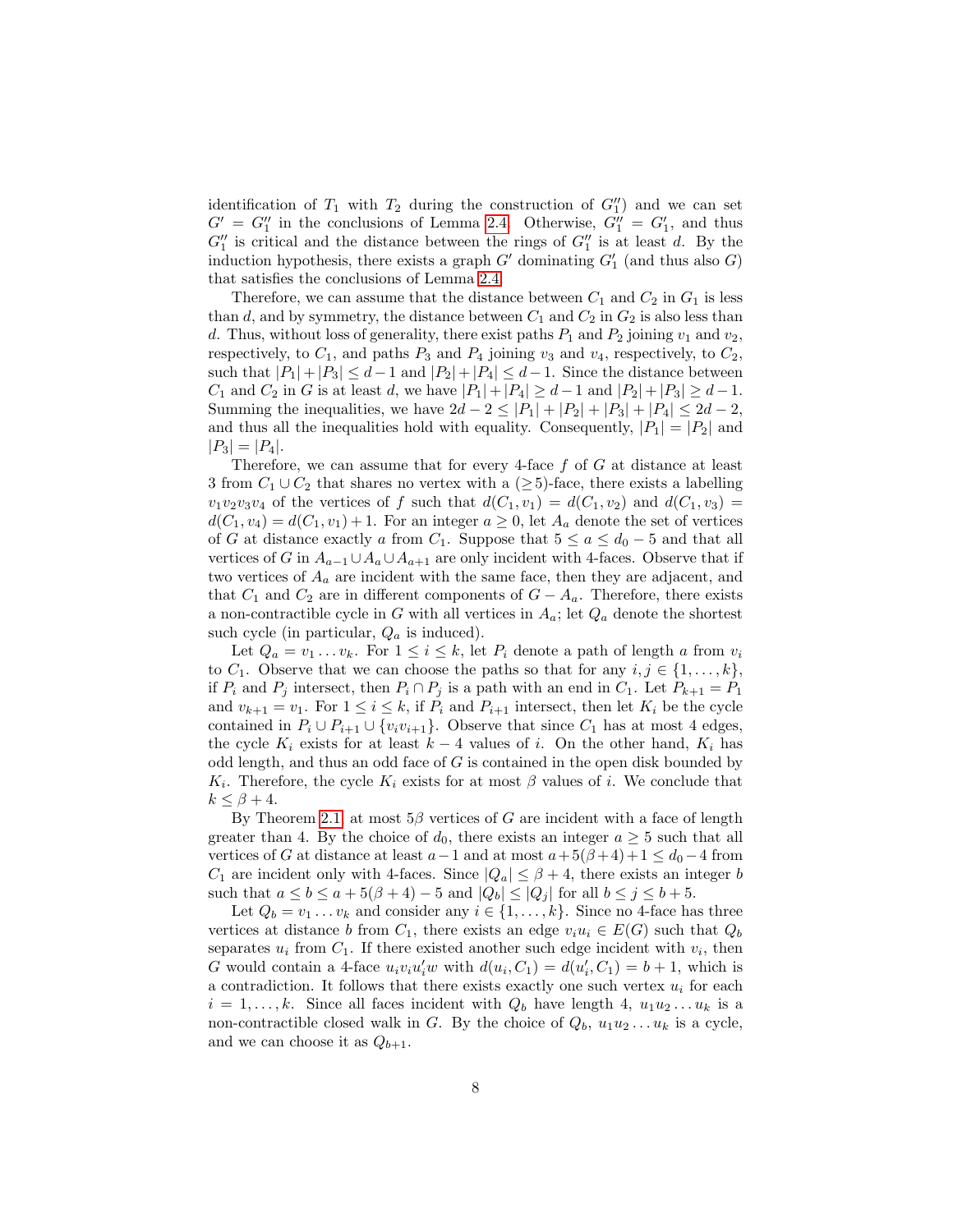identification of $T_1$ with $T_2$ during the construction of $G_1''$) and we can set $G' = G_1''$ in the conclusions of Lemma 2.4. Otherwise, $G_1'' = G_1'$, and thus $G_1''$ is critical and the distance between the rings of $G_1''$ is at least $d$. By the induction hypothesis, there exists a graph $G'$ dominating $G_1'$ (and thus also $G$) that satisfies the conclusions of Lemma 2.4.

Therefore, we can assume that the distance between $C_1$ and $C_2$ in $G_1$ is less than $d$, and by symmetry, the distance between $C_1$ and $C_2$ in $G_2$ is also less than $d$. Thus, without loss of generality, there exist paths $P_1$ and $P_2$ joining $v_1$ and $v_2$, respectively, to $C_1$, and paths $P_3$ and $P_4$ joining $v_3$ and $v_4$, respectively, to $C_2$, such that $|P_1| + |P_3| \le d-1$ and $|P_2| + |P_4| \le d-1$. Since the distance between $C_1$ and $C_2$ in $G$ is at least $d$, we have $|P_1| + |P_4| \ge d-1$ and $|P_2| + |P_3| \ge d-1$. Summing the inequalities, we have $2d-2 \le |P_1| + |P_2| + |P_3| + |P_4| \le 2d-2$, and thus all the inequalities hold with equality. Consequently, $|P_1| = |P_2|$ and $|P_3| = |P_4|$.

Therefore, we can assume that for every 4-face $f$ of $G$ at distance at least 3 from $C_1 \cup C_2$ that shares no vertex with a $(\ge 5)$-face, there exists a labelling $v_1v_2v_3v_4$ of the vertices of $f$ such that $d(C_1, v_1) = d(C_1, v_2)$ and $d(C_1, v_3) = d(C_1, v_4) = d(C_1, v_1) + 1$. For an integer $a \ge 0$, let $A_a$ denote the set of vertices of $G$ at distance exactly $a$ from $C_1$. Suppose that $5 \le a \le d_0 - 5$ and that all vertices of $G$ in $A_{a-1} \cup A_a \cup A_{a+1}$ are only incident with 4-faces. Observe that if two vertices of $A_a$ are incident with the same face, then they are adjacent, and that $C_1$ and $C_2$ are in different components of $G - A_a$. Therefore, there exists a non-contractible cycle in $G$ with all vertices in $A_a$; let $Q_a$ denote the shortest such cycle (in particular, $Q_a$ is induced).

Let $Q_a = v_1 \dots v_k$. For $1 \le i \le k$, let $P_i$ denote a path of length $a$ from $v_i$ to $C_1$. Observe that we can choose the paths so that for any $i, j \in \{1, \dots, k\}$, if $P_i$ and $P_j$ intersect, then $P_i \cap P_j$ is a path with an end in $C_1$. Let $P_{k+1} = P_1$ and $v_{k+1} = v_1$. For $1 \le i \le k$, if $P_i$ and $P_{i+1}$ intersect, then let $K_i$ be the cycle contained in $P_i \cup P_{i+1} \cup \{v_iv_{i+1}\}$. Observe that since $C_1$ has at most 4 edges, the cycle $K_i$ exists for at least $k-4$ values of $i$. On the other hand, $K_i$ has odd length, and thus an odd face of $G$ is contained in the open disk bounded by $K_i$. Therefore, the cycle $K_i$ exists for at most $\beta$ values of $i$. We conclude that $k \le \beta + 4$.

By Theorem 2.1, at most $5\beta$ vertices of $G$ are incident with a face of length greater than 4. By the choice of $d_0$, there exists an integer $a \ge 5$ such that all vertices of $G$ at distance at least $a-1$ and at most $a + 5(\beta+4) + 1 \le d_0 - 4$ from $C_1$ are incident only with 4-faces. Since $|Q_a| \le \beta + 4$, there exists an integer $b$ such that $a \le b \le a + 5(\beta + 4) - 5$ and $|Q_b| \le |Q_j|$ for all $b \le j \le b + 5$.

Let $Q_b = v_1 \dots v_k$ and consider any $i \in \{1, \dots, k\}$. Since no 4-face has three vertices at distance $b$ from $C_1$, there exists an edge $v_iu_i \in E(G)$ such that $Q_b$ separates $u_i$ from $C_1$. If there existed another such edge incident with $v_i$, then $G$ would contain a 4-face $u_iv_iu_i'w$ with $d(u_i, C_1) = d(u_i', C_1) = b+1$, which is a contradiction. It follows that there exists exactly one such vertex $u_i$ for each $i = 1, \dots, k$. Since all faces incident with $Q_b$ have length 4, $u_1u_2 \dots u_k$ is a non-contractible closed walk in $G$. By the choice of $Q_b$, $u_1u_2 \dots u_k$ is a cycle, and we can choose it as $Q_{b+1}$.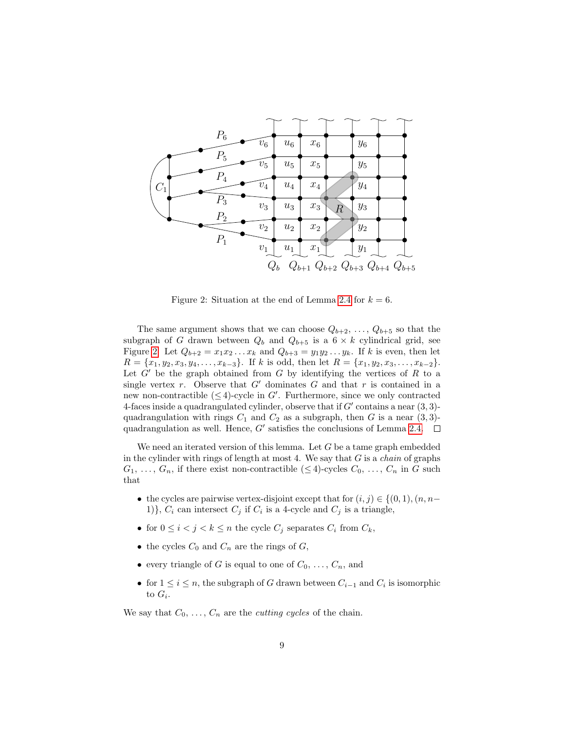Figure 2: Situation at the end of Lemma 2.4 for $k = 6$.

The same argument shows that we can choose $Q_{b+2}, \ldots, Q_{b+5}$ so that the subgraph of $G$ drawn between $Q_b$ and $Q_{b+5}$ is a $6 \times k$ cylindrical grid, see Figure 2. Let $Q_{b+2} = x_1x_2 \ldots x_k$ and $Q_{b+3} = y_1y_2 \ldots y_k$. If $k$ is even, then let $R = \{x_1, y_2, x_3, y_4, \ldots, x_{k-3}\}$. If $k$ is odd, then let $R = \{x_1, y_2, x_3, \ldots, x_{k-2}\}$. Let $G'$ be the graph obtained from $G$ by identifying the vertices of $R$ to a single vertex $r$. Observe that $G'$ dominates $G$ and that $r$ is contained in a new non-contractible $(\leq 4)$-cycle in $G'$. Furthermore, since we only contracted 4-faces inside a quadrangulated cylinder, observe that if $G'$ contains a near $(3, 3)$-quadrangulation with rings $C_1$ and $C_2$ as a subgraph, then $G$ is a near $(3, 3)$-quadrangulation as well. Hence, $G'$ satisfies the conclusions of Lemma 2.4. $\square$

We need an iterated version of this lemma. Let $G$ be a tame graph embedded in the cylinder with rings of length at most 4. We say that $G$ is a *chain* of graphs $G_1, \ldots, G_n$, if there exist non-contractible $(\leq 4)$-cycles $C_0, \ldots, C_n$ in $G$ such that

- the cycles are pairwise vertex-disjoint except that for $(i, j) \in \{(0, 1), (n, n-1)\}$, $C_i$ can intersect $C_j$ if $C_i$ is a 4-cycle and $C_j$ is a triangle,
- for $0 \leq i < j < k \leq n$ the cycle $C_j$ separates $C_i$ from $C_k$,
- the cycles $C_0$ and $C_n$ are the rings of $G$,
- every triangle of $G$ is equal to one of $C_0, \ldots, C_n$, and
- for $1 \leq i \leq n$, the subgraph of $G$ drawn between $C_{i-1}$ and $C_i$ is isomorphic to $G_i$.

We say that $C_0, \ldots, C_n$ are the *cutting cycles* of the chain.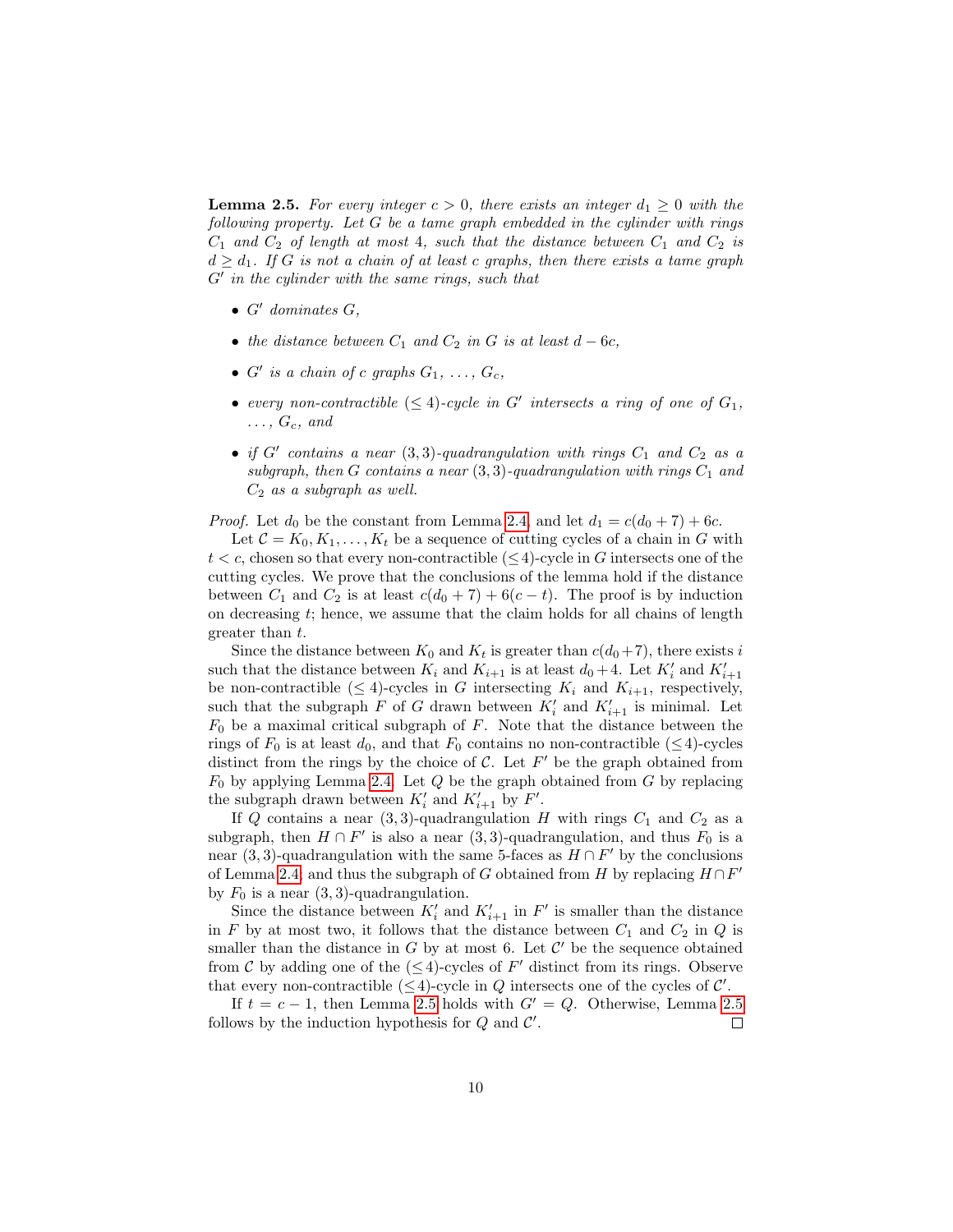**Lemma 2.5.** *For every integer $c > 0$, there exists an integer $d_1 \geq 0$ with the following property. Let $G$ be a tame graph embedded in the cylinder with rings $C_1$ and $C_2$ of length at most 4, such that the distance between $C_1$ and $C_2$ is $d \geq d_1$. If $G$ is not a chain of at least $c$ graphs, then there exists a tame graph $G'$ in the cylinder with the same rings, such that*

- *$G'$ dominates $G$,*
- *the distance between $C_1$ and $C_2$ in $G$ is at least $d - 6c$,*
- *$G'$ is a chain of $c$ graphs $G_1, \ldots, G_c$,*
- *every non-contractible $(\leq 4)$-cycle in $G'$ intersects a ring of one of $G_1$, $\ldots$, $G_c$, and*
- *if $G'$ contains a near $(3, 3)$-quadrangulation with rings $C_1$ and $C_2$ as a subgraph, then $G$ contains a near $(3, 3)$-quadrangulation with rings $C_1$ and $C_2$ as a subgraph as well.*

*Proof.* Let $d_0$ be the constant from Lemma 2.4, and let $d_1 = c(d_0 + 7) + 6c$.

Let $\mathcal{C} = K_0, K_1, \ldots, K_t$ be a sequence of cutting cycles of a chain in $G$ with $t < c$, chosen so that every non-contractible $(\leq 4)$-cycle in $G$ intersects one of the cutting cycles. We prove that the conclusions of the lemma hold if the distance between $C_1$ and $C_2$ is at least $c(d_0 + 7) + 6(c - t)$. The proof is by induction on decreasing $t$; hence, we assume that the claim holds for all chains of length greater than $t$.

Since the distance between $K_0$ and $K_t$ is greater than $c(d_0+7)$, there exists $i$ such that the distance between $K_i$ and $K_{i+1}$ is at least $d_0+4$. Let $K'_i$ and $K'_{i+1}$ be non-contractible $(\leq 4)$-cycles in $G$ intersecting $K_i$ and $K_{i+1}$, respectively, such that the subgraph $F$ of $G$ drawn between $K'_i$ and $K'_{i+1}$ is minimal. Let $F_0$ be a maximal critical subgraph of $F$. Note that the distance between the rings of $F_0$ is at least $d_0$, and that $F_0$ contains no non-contractible $(\leq 4)$-cycles distinct from the rings by the choice of $\mathcal{C}$. Let $F'$ be the graph obtained from $F_0$ by applying Lemma 2.4. Let $Q$ be the graph obtained from $G$ by replacing the subgraph drawn between $K'_i$ and $K'_{i+1}$ by $F'$.

If $Q$ contains a near $(3, 3)$-quadrangulation $H$ with rings $C_1$ and $C_2$ as a subgraph, then $H \cap F'$ is also a near $(3, 3)$-quadrangulation, and thus $F_0$ is a near $(3, 3)$-quadrangulation with the same 5-faces as $H \cap F'$ by the conclusions of Lemma 2.4, and thus the subgraph of $G$ obtained from $H$ by replacing $H \cap F'$ by $F_0$ is a near $(3, 3)$-quadrangulation.

Since the distance between $K'_i$ and $K'_{i+1}$ in $F'$ is smaller than the distance in $F$ by at most two, it follows that the distance between $C_1$ and $C_2$ in $Q$ is smaller than the distance in $G$ by at most 6. Let $\mathcal{C}'$ be the sequence obtained from $\mathcal{C}$ by adding one of the $(\leq 4)$-cycles of $F'$ distinct from its rings. Observe that every non-contractible $(\leq 4)$-cycle in $Q$ intersects one of the cycles of $\mathcal{C}'$.

If $t = c - 1$, then Lemma 2.5 holds with $G' = Q$. Otherwise, Lemma 2.5 follows by the induction hypothesis for $Q$ and $\mathcal{C}'$. □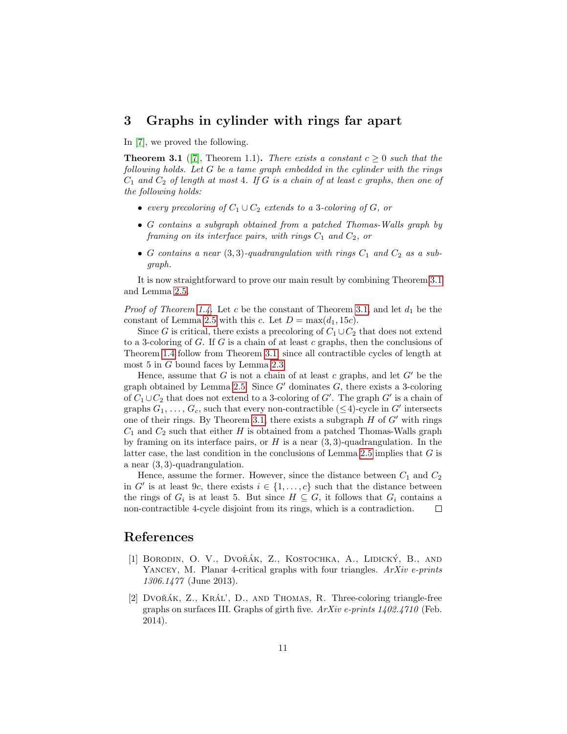## 3 Graphs in cylinder with rings far apart

In [7], we proved the following.

**Theorem 3.1** ([7], Theorem 1.1)**.** *There exists a constant $c \geq 0$ such that the following holds. Let $G$ be a tame graph embedded in the cylinder with the rings $C_1$ and $C_2$ of length at most 4. If $G$ is a chain of at least $c$ graphs, then one of the following holds:*

- *every precoloring of $C_1 \cup C_2$ extends to a 3-coloring of $G$, or*
- *$G$ contains a subgraph obtained from a patched Thomas-Walls graph by framing on its interface pairs, with rings $C_1$ and $C_2$, or*
- *$G$ contains a near $(3,3)$-quadrangulation with rings $C_1$ and $C_2$ as a subgraph.*

It is now straightforward to prove our main result by combining Theorem 3.1 and Lemma 2.5.

*Proof of Theorem 1.4.* Let $c$ be the constant of Theorem 3.1, and let $d_1$ be the constant of Lemma 2.5 with this $c$. Let $D = \max(d_1, 15c)$.

Since $G$ is critical, there exists a precoloring of $C_1 \cup C_2$ that does not extend to a 3-coloring of $G$. If $G$ is a chain of at least $c$ graphs, then the conclusions of Theorem 1.4 follow from Theorem 3.1, since all contractible cycles of length at most 5 in $G$ bound faces by Lemma 2.3.

Hence, assume that $G$ is not a chain of at least $c$ graphs, and let $G'$ be the graph obtained by Lemma 2.5. Since $G'$ dominates $G$, there exists a 3-coloring of $C_1 \cup C_2$ that does not extend to a 3-coloring of $G'$. The graph $G'$ is a chain of graphs $G_1, \ldots, G_c$, such that every non-contractible $(\leq 4)$-cycle in $G'$ intersects one of their rings. By Theorem 3.1, there exists a subgraph $H$ of $G'$ with rings $C_1$ and $C_2$ such that either $H$ is obtained from a patched Thomas-Walls graph by framing on its interface pairs, or $H$ is a near $(3,3)$-quadrangulation. In the latter case, the last condition in the conclusions of Lemma 2.5 implies that $G$ is a near $(3,3)$-quadrangulation.

Hence, assume the former. However, since the distance between $C_1$ and $C_2$ in $G'$ is at least $9c$, there exists $i \in \{1, \ldots, c\}$ such that the distance between the rings of $G_i$ is at least 5. But since $H \subseteq G$, it follows that $G_i$ contains a non-contractible 4-cycle disjoint from its rings, which is a contradiction. $\square$

## References

[1] Borodin, O. V., Dvořák, Z., Kostochka, A., Lidický, B., and Yancey, M. Planar 4-critical graphs with four triangles. *ArXiv e-prints 1306.1477* (June 2013).

[2] Dvořák, Z., Kráľ, D., and Thomas, R. Three-coloring triangle-free graphs on surfaces III. Graphs of girth five. *ArXiv e-prints 1402.4710* (Feb. 2014).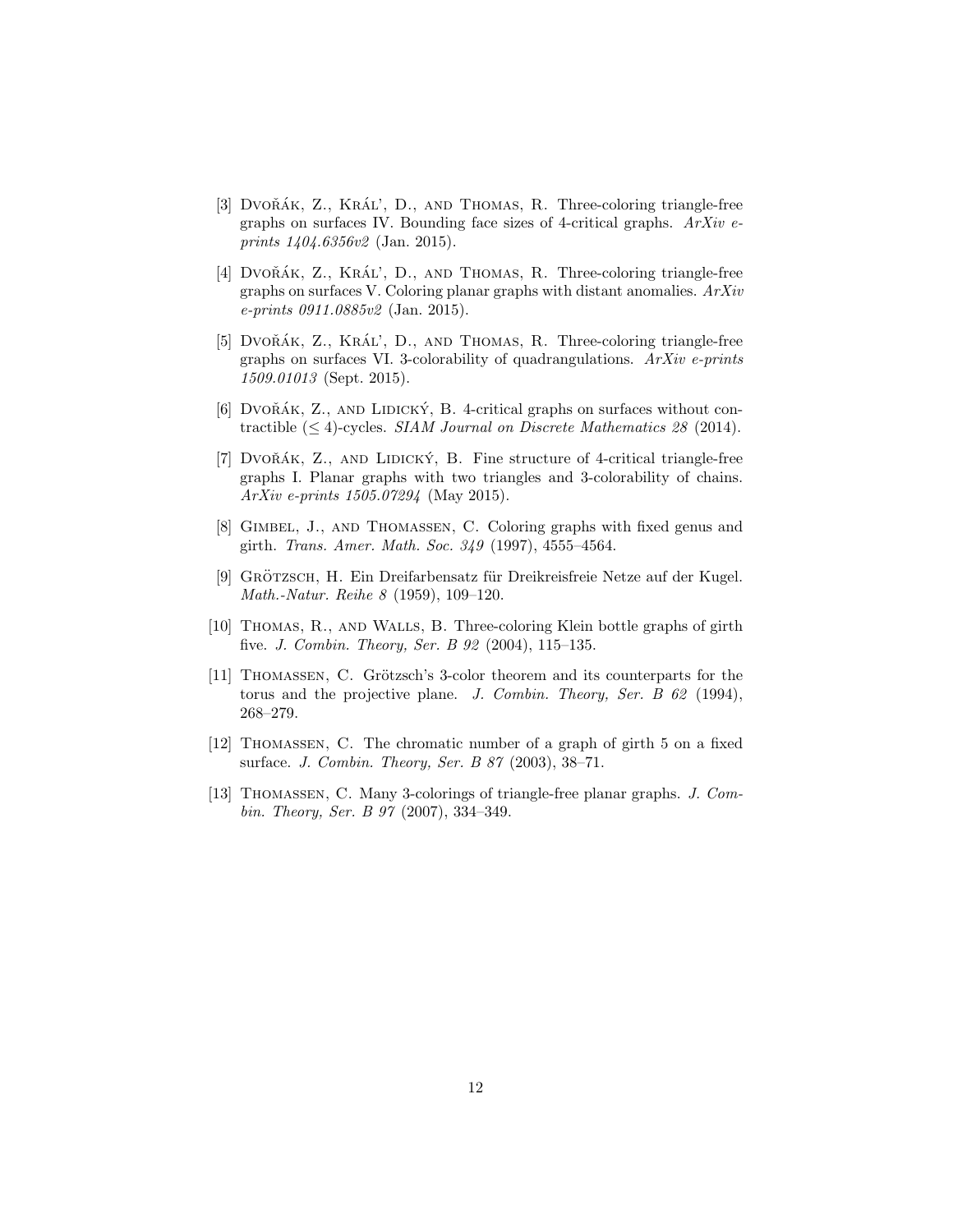[3] Dvořák, Z., Král', D., and Thomas, R. Three-coloring triangle-free graphs on surfaces IV. Bounding face sizes of 4-critical graphs. *ArXiv e-prints 1404.6356v2* (Jan. 2015).

[4] Dvořák, Z., Král', D., and Thomas, R. Three-coloring triangle-free graphs on surfaces V. Coloring planar graphs with distant anomalies. *ArXiv e-prints 0911.0885v2* (Jan. 2015).

[5] Dvořák, Z., Král', D., and Thomas, R. Three-coloring triangle-free graphs on surfaces VI. 3-colorability of quadrangulations. *ArXiv e-prints 1509.01013* (Sept. 2015).

[6] Dvořák, Z., and Lidický, B. 4-critical graphs on surfaces without contractible ($\leq 4$)-cycles. *SIAM Journal on Discrete Mathematics 28* (2014).

[7] Dvořák, Z., and Lidický, B. Fine structure of 4-critical triangle-free graphs I. Planar graphs with two triangles and 3-colorability of chains. *ArXiv e-prints 1505.07294* (May 2015).

[8] Gimbel, J., and Thomassen, C. Coloring graphs with fixed genus and girth. *Trans. Amer. Math. Soc. 349* (1997), 4555–4564.

[9] Grötzsch, H. Ein Dreifarbensatz für Dreikreisfreie Netze auf der Kugel. *Math.-Natur. Reihe 8* (1959), 109–120.

[10] Thomas, R., and Walls, B. Three-coloring Klein bottle graphs of girth five. *J. Combin. Theory, Ser. B 92* (2004), 115–135.

[11] Thomassen, C. Grötzsch's 3-color theorem and its counterparts for the torus and the projective plane. *J. Combin. Theory, Ser. B 62* (1994), 268–279.

[12] Thomassen, C. The chromatic number of a graph of girth 5 on a fixed surface. *J. Combin. Theory, Ser. B 87* (2003), 38–71.

[13] Thomassen, C. Many 3-colorings of triangle-free planar graphs. *J. Combin. Theory, Ser. B 97* (2007), 334–349.